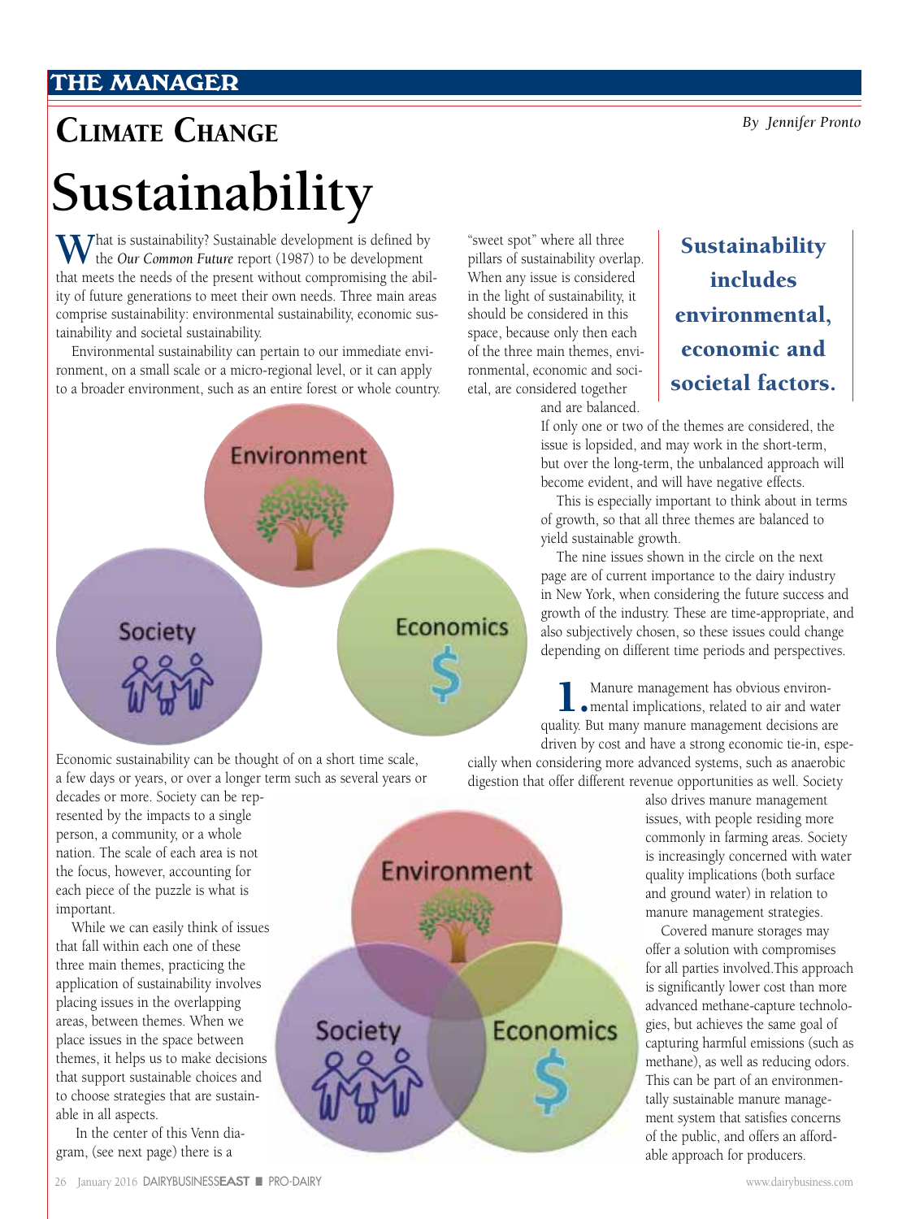## Climate Change

*By Jennifer Pronto*

# Sustainability

What is sustainability? Sustainable development is defined by the *Our Common Future* report (1987) to be development that meets the needs of the present without compromising the ability of future generations to meet their own needs. Three main areas comprise sustainability: environmental sustainability, economic sustainability and societal sustainability.

Environmental sustainability can pertain to our immediate environment, on a small scale or a micro-regional level, or it can apply to a broader environment, such as an entire forest or whole country. Economic sustainability can be thought of on a short time scale, a few days or years, or over a longer term such as several years or decades or more. Society can be represented by the impacts to a single person, a community, or a whole nation. The scale of each area is not the focus, however, accounting for each piece of the puzzle is what is important.

While we can easily think of issues that fall within each one of these three main themes, practicing the application of sustainability involves placing issues in the overlapping areas, between themes. When we place issues in the space between themes, it helps us to make decisions that support sustainable choices and to choose strategies that are sustainable in all aspects.

In the center of this Venn diagram, (see next page) there is a "sweet spot" where all three pillars of sustainability overlap. When any issue is considered in the light of sustainability, it should be considered in this space, because only then each of the three main themes, environmental, economic and societal, are considered together and are balanced.

**Sustainability includes environmental, economic and societal factors.**

If only one or two of the themes are considered, the issue is lopsided, and may work in the short-term, but over the long-term, the unbalanced approach will become evident, and will have negative effects.

This is especially important to think about in terms of growth, so that all three themes are balanced to yield sustainable growth.

The nine issues shown in the circle on the next page are of current importance to the dairy industry in New York, when considering the future success and growth of the industry. These are time-appropriate, and also subjectively chosen, so these issues could change depending on different time periods and perspectives.

**1.** Manure management has obvious environmental implications, related to air and water quality. But many manure management decisions are driven by cost and have a strong economic tie-in, especially when considering more advanced systems, such as anaerobic digestion that offer different revenue opportunities as well. Society also drives manure management issues, with people residing more commonly in farming areas. Society is increasingly concerned with water quality implications (both surface and ground water) in relation to manure management strategies.

Covered manure storages may offer a solution with compromises for all parties involved.This approach is significantly lower cost than more advanced methane-capture technologies, but achieves the same goal of capturing harmful emissions (such as methane), as well as reducing odors. This can be part of an environmentally sustainable manure management system that satisfies concerns of the public, and offers an affordable approach for producers.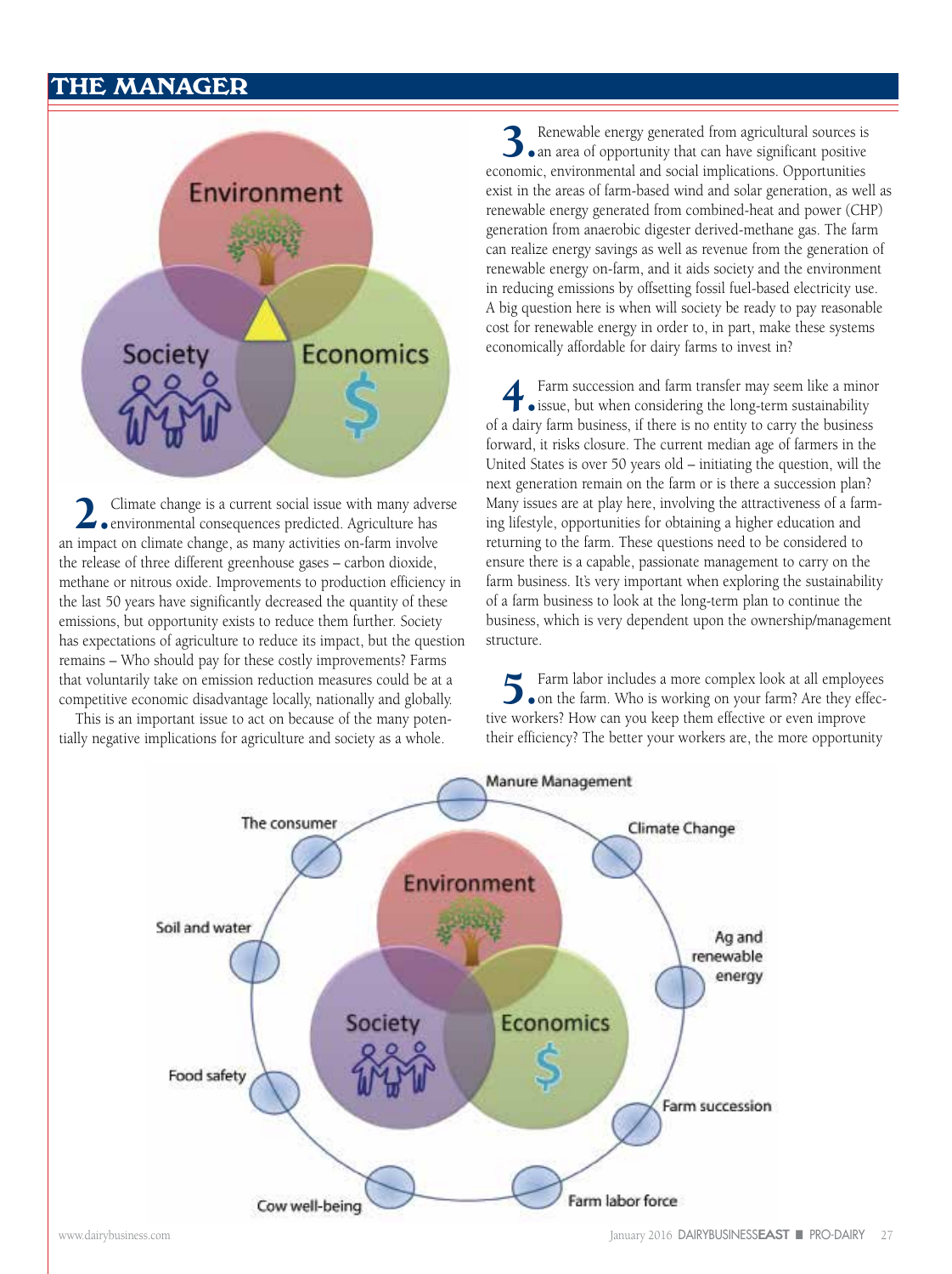**2.** Climate change is a current social issue with many adverse environmental consequences predicted. Agriculture has an impact on climate change, as many activities on-farm involve the release of three different greenhouse gases – carbon dioxide, methane or nitrous oxide. Improvements to production efficiency in the last 50 years have significantly decreased the quantity of these emissions, but opportunity exists to reduce them further. Society has expectations of agriculture to reduce its impact, but the question remains – Who should pay for these costly improvements? Farms that voluntarily take on emission reduction measures could be at a competitive economic disadvantage locally, nationally and globally.

This is an important issue to act on because of the many potentially negative implications for agriculture and society as a whole.

**3.** Renewable energy generated from agricultural sources is an area of opportunity that can have significant positive economic, environmental and social implications. Opportunities exist in the areas of farm-based wind and solar generation, as well as renewable energy generated from combined-heat and power (CHP) generation from anaerobic digester derived-methane gas. The farm can realize energy savings as well as revenue from the generation of renewable energy on-farm, and it aids society and the environment in reducing emissions by offsetting fossil fuel-based electricity use. A big question here is when will society be ready to pay reasonable cost for renewable energy in order to, in part, make these systems economically affordable for dairy farms to invest in?

**4.** Farm succession and farm transfer may seem like a minor issue, but when considering the long-term sustainability of a dairy farm business, if there is no entity to carry the business forward, it risks closure. The current median age of farmers in the United States is over 50 years old – initiating the question, will the next generation remain on the farm or is there a succession plan? Many issues are at play here, involving the attractiveness of a farming lifestyle, opportunities for obtaining a higher education and returning to the farm. These questions need to be considered to ensure there is a capable, passionate management to carry on the farm business. It's very important when exploring the sustainability of a farm business to look at the long-term plan to continue the business, which is very dependent upon the ownership/management structure.

**5.** Farm labor includes a more complex look at all employees on the farm. Who is working on your farm? Are they effective workers? How can you keep them effective or even improve their efficiency? The better your workers are, the more opportunity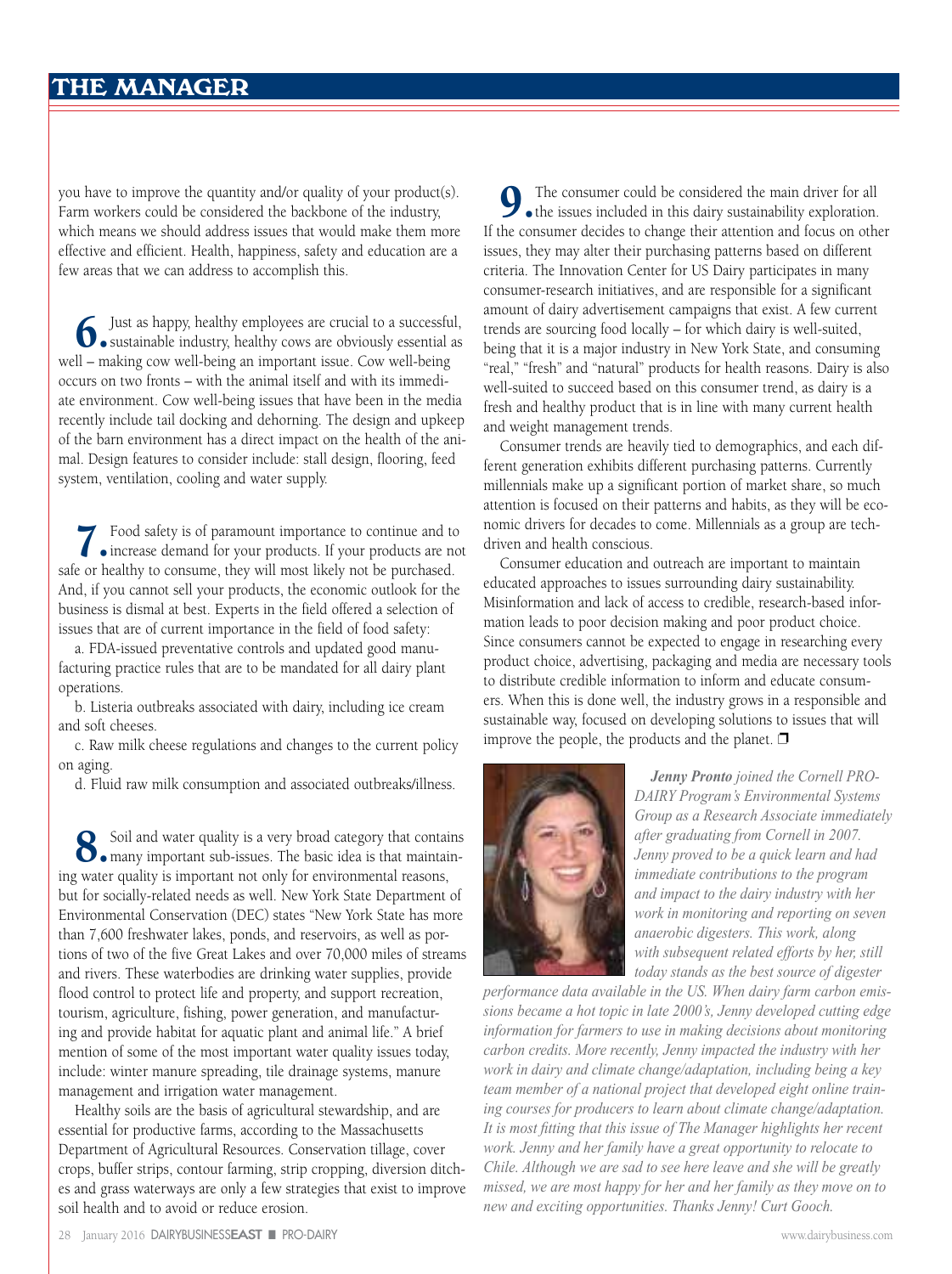you have to improve the quantity and/or quality of your product(s). Farm workers could be considered the backbone of the industry, which means we should address issues that would make them more effective and efficient. Health, happiness, safety and education are a few areas that we can address to accomplish this.

**6.** Just as happy, healthy employees are crucial to a successful, sustainable industry, healthy cows are obviously essential as well – making cow well-being an important issue. Cow well-being occurs on two fronts – with the animal itself and with its immediate environment. Cow well-being issues that have been in the media recently include tail docking and dehorning. The design and upkeep of the barn environment has a direct impact on the health of the animal. Design features to consider include: stall design, flooring, feed system, ventilation, cooling and water supply.

**7.** Food safety is of paramount importance to continue and to increase demand for your products. If your products are not safe or healthy to consume, they will most likely not be purchased. And, if you cannot sell your products, the economic outlook for the business is dismal at best. Experts in the field offered a selection of issues that are of current importance in the field of food safety:

a. FDA-issued preventative controls and updated good manufacturing practice rules that are to be mandated for all dairy plant operations.

b. Listeria outbreaks associated with dairy, including ice cream and soft cheeses.

c. Raw milk cheese regulations and changes to the current policy on aging.

d. Fluid raw milk consumption and associated outbreaks/illness.

**8.** Soil and water quality is a very broad category that contains many important sub-issues. The basic idea is that maintaining water quality is important not only for environmental reasons, but for socially-related needs as well. New York State Department of Environmental Conservation (DEC) states "New York State has more than 7,600 freshwater lakes, ponds, and reservoirs, as well as portions of two of the five Great Lakes and over 70,000 miles of streams and rivers. These waterbodies are drinking water supplies, provide flood control to protect life and property, and support recreation, tourism, agriculture, fishing, power generation, and manufacturing and provide habitat for aquatic plant and animal life." A brief mention of some of the most important water quality issues today, include: winter manure spreading, tile drainage systems, manure management and irrigation water management.

Healthy soils are the basis of agricultural stewardship, and are essential for productive farms, according to the Massachusetts Department of Agricultural Resources. Conservation tillage, cover crops, buffer strips, contour farming, strip cropping, diversion ditches and grass waterways are only a few strategies that exist to improve soil health and to avoid or reduce erosion.

**9.** The consumer could be considered the main driver for all the issues included in this dairy sustainability exploration. If the consumer decides to change their attention and focus on other issues, they may alter their purchasing patterns based on different criteria. The Innovation Center for US Dairy participates in many consumer-research initiatives, and are responsible for a significant amount of dairy advertisement campaigns that exist. A few current trends are sourcing food locally – for which dairy is well-suited, being that it is a major industry in New York State, and consuming "real," "fresh" and "natural" products for health reasons. Dairy is also well-suited to succeed based on this consumer trend, as dairy is a fresh and healthy product that is in line with many current health and weight management trends.

Consumer trends are heavily tied to demographics, and each different generation exhibits different purchasing patterns. Currently millennials make up a significant portion of market share, so much attention is focused on their patterns and habits, as they will be economic drivers for decades to come. Millennials as a group are tech-driven and health conscious.

Consumer education and outreach are important to maintain educated approaches to issues surrounding dairy sustainability. Misinformation and lack of access to credible, research-based information leads to poor decision making and poor product choice. Since consumers cannot be expected to engage in researching every product choice, advertising, packaging and media are necessary tools to distribute credible information to inform and educate consumers. When this is done well, the industry grows in a responsible and sustainable way, focused on developing solutions to issues that will improve the people, the products and the planet. ❐

***Jenny Pronto*** *joined the Cornell PRO-DAIRY Program's Environmental Systems Group as a Research Associate immediately after graduating from Cornell in 2007. Jenny proved to be a quick learn and had immediate contributions to the program and impact to the dairy industry with her work in monitoring and reporting on seven anaerobic digesters. This work, along with subsequent related efforts by her, still today stands as the best source of digester performance data available in the US. When dairy farm carbon emissions became a hot topic in late 2000's, Jenny developed cutting edge information for farmers to use in making decisions about monitoring carbon credits. More recently, Jenny impacted the industry with her work in dairy and climate change/adaptation, including being a key team member of a national project that developed eight online training courses for producers to learn about climate change/adaptation. It is most fitting that this issue of The Manager highlights her recent work. Jenny and her family have a great opportunity to relocate to Chile. Although we are sad to see here leave and she will be greatly missed, we are most happy for her and her family as they move on to new and exciting opportunities. Thanks Jenny! Curt Gooch.*